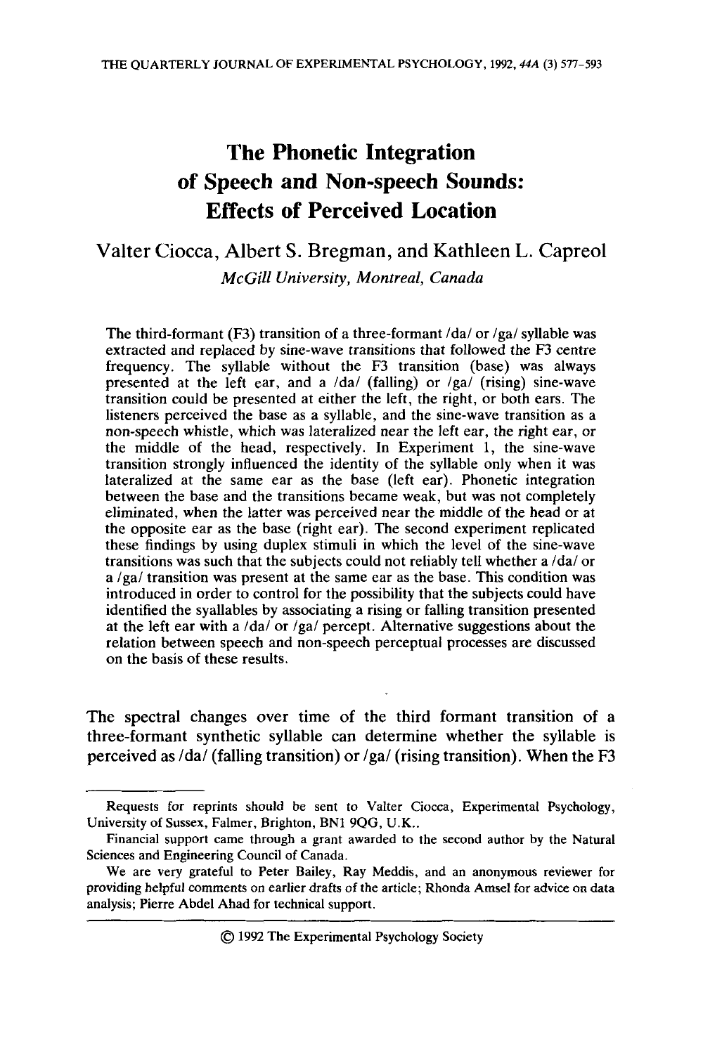# The Phonetic Integration of Speech and Non-speech Sounds: Effects of Perceived Location

Valter Ciocca, Albert S. Bregman, and Kathleen L. Capreol

*McGill University, Montreal, Canada*

The third-formant (F3) transition of a three-formant /da/ or /ga/ syllable was extracted and replaced by sine-wave transitions that followed the F3 centre frequency. The syllable without the F3 transition (base) was always presented at the left ear, and a /da/ (falling) or /ga/ (rising) sine-wave transition could be presented at either the left, the right, or both ears. The listeners perceived the base as a syllable, and the sine-wave transition as a non-speech whistle, which was lateralized near the left ear, the right ear, or the middle of the head, respectively. In Experiment 1, the sine-wave transition strongly influenced the identity of the syllable only when it was lateralized at the same ear as the base (left ear). Phonetic integration between the base and the transitions became weak, but was not completely eliminated, when the latter was perceived near the middle of the head or at the opposite ear as the base (right ear). The second experiment replicated these findings by using duplex stimuli in which the level of the sine-wave transitions was such that the subjects could not reliably tell whether a /da/ or a /ga/ transition was present at the same ear as the base. This condition was introduced in order to control for the possibility that the subjects could have identified the syallables by associating a rising or falling transition presented at the left ear with a /da/ or /ga/ percept. Alternative suggestions about the relation between speech and non-speech perceptual processes are discussed on the basis of these results.

The spectral changes over time of the third formant transition of a three-formant synthetic syllable can determine whether the syllable is perceived as /da/ (falling transition) or /ga/ (rising transition). When the F3

---

Requests for reprints should be sent to Valter Ciocca, Experimental Psychology, University of Sussex, Falmer, Brighton, BN1 9QG, U.K..

Financial support came through a grant awarded to the second author by the Natural Sciences and Engineering Council of Canada.

We are very grateful to Peter Bailey, Ray Meddis, and an anonymous reviewer for providing helpful comments on earlier drafts of the article; Rhonda Amsel for advice on data analysis; Pierre Abdel Ahad for technical support.

© 1992 The Experimental Psychology Society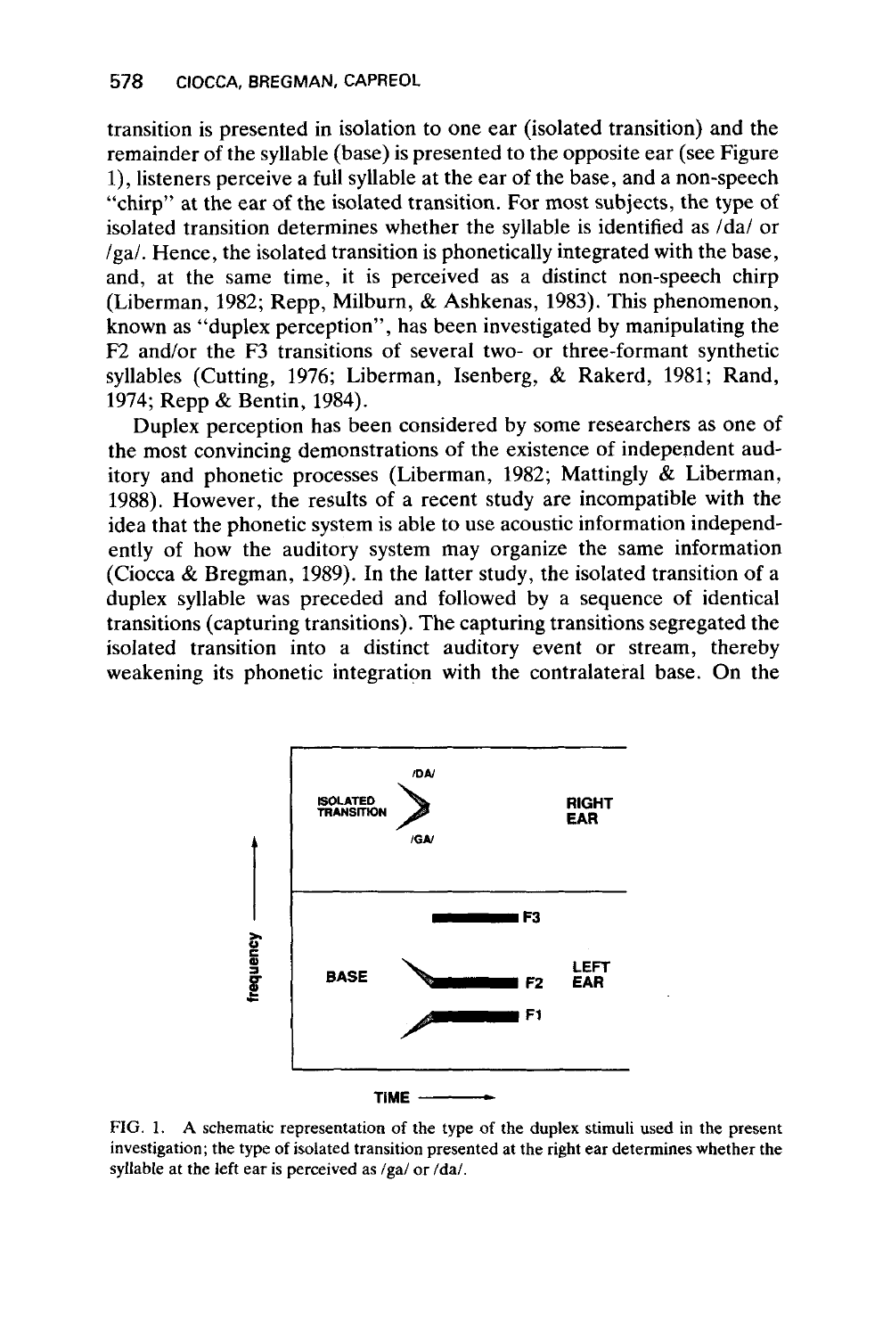transition is presented in isolation to one ear (isolated transition) and the remainder of the syllable (base) is presented to the opposite ear (see Figure 1), listeners perceive a full syllable at the ear of the base, and a non-speech "chirp" at the ear of the isolated transition. For most subjects, the type of isolated transition determines whether the syllable is identified as /da/ or /ga/. Hence, the isolated transition is phonetically integrated with the base, and, at the same time, it is perceived as a distinct non-speech chirp (Liberman, 1982; Repp, Milburn, & Ashkenas, 1983). This phenomenon, known as "duplex perception", has been investigated by manipulating the F2 and/or the F3 transitions of several two- or three-formant synthetic syllables (Cutting, 1976; Liberman, Isenberg, & Rakerd, 1981; Rand, 1974; Repp & Bentin, 1984).

Duplex perception has been considered by some researchers as one of the most convincing demonstrations of the existence of independent auditory and phonetic processes (Liberman, 1982; Mattingly & Liberman, 1988). However, the results of a recent study are incompatible with the idea that the phonetic system is able to use acoustic information independently of how the auditory system may organize the same information (Ciocca & Bregman, 1989). In the latter study, the isolated transition of a duplex syllable was preceded and followed by a sequence of identical transitions (capturing transitions). The capturing transitions segregated the isolated transition into a distinct auditory event or stream, thereby weakening its phonetic integration with the contralateral base. On the

FIG. 1. A schematic representation of the type of the duplex stimuli used in the present investigation; the type of isolated transition presented at the right ear determines whether the syllable at the left ear is perceived as /ga/ or /da/.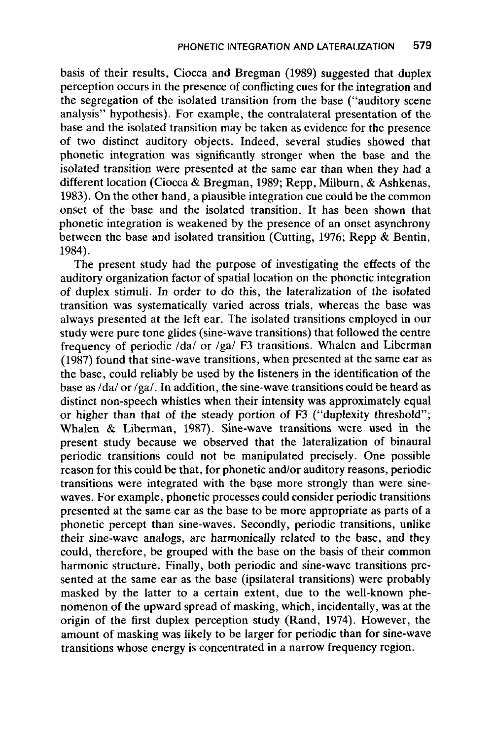basis of their results, Ciocca and Bregman (1989) suggested that duplex perception occurs in the presence of conflicting cues for the integration and the segregation of the isolated transition from the base ("auditory scene analysis" hypothesis). For example, the contralateral presentation of the base and the isolated transition may be taken as evidence for the presence of two distinct auditory objects. Indeed, several studies showed that phonetic integration was significantly stronger when the base and the isolated transition were presented at the same ear than when they had a different location (Ciocca & Bregman, 1989; Repp, Milburn, & Ashkenas, 1983). On the other hand, a plausible integration cue could be the common onset of the base and the isolated transition. It has been shown that phonetic integration is weakened by the presence of an onset asynchrony between the base and isolated transition (Cutting, 1976; Repp & Bentin, 1984).

The present study had the purpose of investigating the effects of the auditory organization factor of spatial location on the phonetic integration of duplex stimuli. In order to do this, the lateralization of the isolated transition was systematically varied across trials, whereas the base was always presented at the left ear. The isolated transitions employed in our study were pure tone glides (sine-wave transitions) that followed the centre frequency of periodic /da/ or /ga/ F3 transitions. Whalen and Liberman (1987) found that sine-wave transitions, when presented at the same ear as the base, could reliably be used by the listeners in the identification of the base as /da/ or /ga/. In addition, the sine-wave transitions could be heard as distinct non-speech whistles when their intensity was approximately equal or higher than that of the steady portion of F3 ("duplexity threshold"; Whalen & Liberman, 1987). Sine-wave transitions were used in the present study because we observed that the lateralization of binaural periodic transitions could not be manipulated precisely. One possible reason for this could be that, for phonetic and/or auditory reasons, periodic transitions were integrated with the base more strongly than were sine-waves. For example, phonetic processes could consider periodic transitions presented at the same ear as the base to be more appropriate as parts of a phonetic percept than sine-waves. Secondly, periodic transitions, unlike their sine-wave analogs, are harmonically related to the base, and they could, therefore, be grouped with the base on the basis of their common harmonic structure. Finally, both periodic and sine-wave transitions presented at the same ear as the base (ipsilateral transitions) were probably masked by the latter to a certain extent, due to the well-known phenomenon of the upward spread of masking, which, incidentally, was at the origin of the first duplex perception study (Rand, 1974). However, the amount of masking was likely to be larger for periodic than for sine-wave transitions whose energy is concentrated in a narrow frequency region.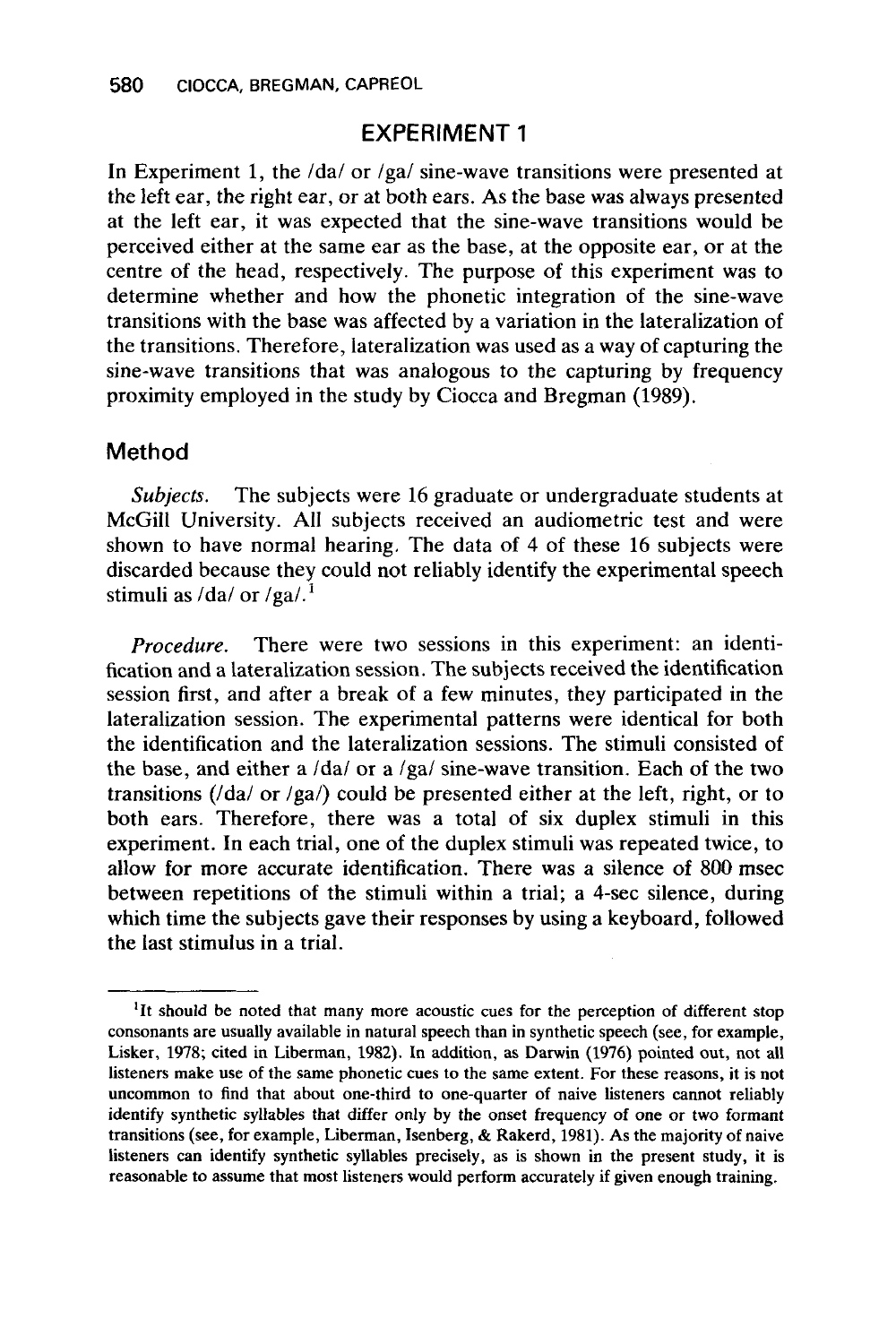## EXPERIMENT 1

In Experiment 1, the /da/ or /ga/ sine-wave transitions were presented at the left ear, the right ear, or at both ears. As the base was always presented at the left ear, it was expected that the sine-wave transitions would be perceived either at the same ear as the base, at the opposite ear, or at the centre of the head, respectively. The purpose of this experiment was to determine whether and how the phonetic integration of the sine-wave transitions with the base was affected by a variation in the lateralization of the transitions. Therefore, lateralization was used as a way of capturing the sine-wave transitions that was analogous to the capturing by frequency proximity employed in the study by Ciocca and Bregman (1989).

### Method

*Subjects.* The subjects were 16 graduate or undergraduate students at McGill University. All subjects received an audiometric test and were shown to have normal hearing. The data of 4 of these 16 subjects were discarded because they could not reliably identify the experimental speech stimuli as /da/ or /ga/.[1]

*Procedure.* There were two sessions in this experiment: an identification and a lateralization session. The subjects received the identification session first, and after a break of a few minutes, they participated in the lateralization session. The experimental patterns were identical for both the identification and the lateralization sessions. The stimuli consisted of the base, and either a /da/ or a /ga/ sine-wave transition. Each of the two transitions (/da/ or /ga/) could be presented either at the left, right, or to both ears. Therefore, there was a total of six duplex stimuli in this experiment. In each trial, one of the duplex stimuli was repeated twice, to allow for more accurate identification. There was a silence of 800 msec between repetitions of the stimuli within a trial; a 4-sec silence, during which time the subjects gave their responses by using a keyboard, followed the last stimulus in a trial.

---

[1]It should be noted that many more acoustic cues for the perception of different stop consonants are usually available in natural speech than in synthetic speech (see, for example, Lisker, 1978; cited in Liberman, 1982). In addition, as Darwin (1976) pointed out, not all listeners make use of the same phonetic cues to the same extent. For these reasons, it is not uncommon to find that about one-third to one-quarter of naive listeners cannot reliably identify synthetic syllables that differ only by the onset frequency of one or two formant transitions (see, for example, Liberman, Isenberg, & Rakerd, 1981). As the majority of naive listeners can identify synthetic syllables precisely, as is shown in the present study, it is reasonable to assume that most listeners would perform accurately if given enough training.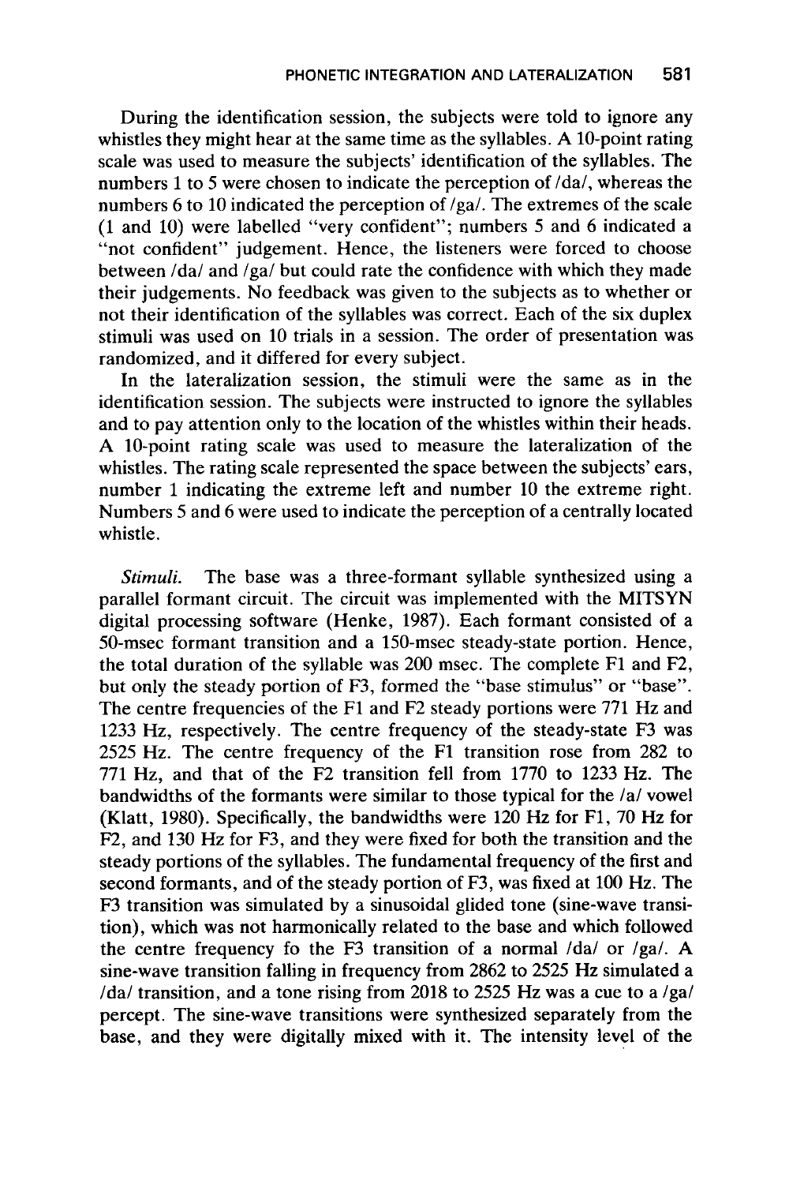During the identification session, the subjects were told to ignore any whistles they might hear at the same time as the syllables. A 10-point rating scale was used to measure the subjects' identification of the syllables. The numbers 1 to 5 were chosen to indicate the perception of /da/, whereas the numbers 6 to 10 indicated the perception of /ga/. The extremes of the scale (1 and 10) were labelled "very confident"; numbers 5 and 6 indicated a "not confident" judgement. Hence, the listeners were forced to choose between /da/ and /ga/ but could rate the confidence with which they made their judgements. No feedback was given to the subjects as to whether or not their identification of the syllables was correct. Each of the six duplex stimuli was used on 10 trials in a session. The order of presentation was randomized, and it differed for every subject.

In the lateralization session, the stimuli were the same as in the identification session. The subjects were instructed to ignore the syllables and to pay attention only to the location of the whistles within their heads. A 10-point rating scale was used to measure the lateralization of the whistles. The rating scale represented the space between the subjects' ears, number 1 indicating the extreme left and number 10 the extreme right. Numbers 5 and 6 were used to indicate the perception of a centrally located whistle.

*Stimuli.* The base was a three-formant syllable synthesized using a parallel formant circuit. The circuit was implemented with the MITSYN digital processing software (Henke, 1987). Each formant consisted of a 50-msec formant transition and a 150-msec steady-state portion. Hence, the total duration of the syllable was 200 msec. The complete F1 and F2, but only the steady portion of F3, formed the "base stimulus" or "base". The centre frequencies of the F1 and F2 steady portions were 771 Hz and 1233 Hz, respectively. The centre frequency of the steady-state F3 was 2525 Hz. The centre frequency of the F1 transition rose from 282 to 771 Hz, and that of the F2 transition fell from 1770 to 1233 Hz. The bandwidths of the formants were similar to those typical for the /a/ vowel (Klatt, 1980). Specifically, the bandwidths were 120 Hz for F1, 70 Hz for F2, and 130 Hz for F3, and they were fixed for both the transition and the steady portions of the syllables. The fundamental frequency of the first and second formants, and of the steady portion of F3, was fixed at 100 Hz. The F3 transition was simulated by a sinusoidal glided tone (sine-wave transition), which was not harmonically related to the base and which followed the centre frequency fo the F3 transition of a normal /da/ or /ga/. A sine-wave transition falling in frequency from 2862 to 2525 Hz simulated a /da/ transition, and a tone rising from 2018 to 2525 Hz was a cue to a /ga/ percept. The sine-wave transitions were synthesized separately from the base, and they were digitally mixed with it. The intensity level of the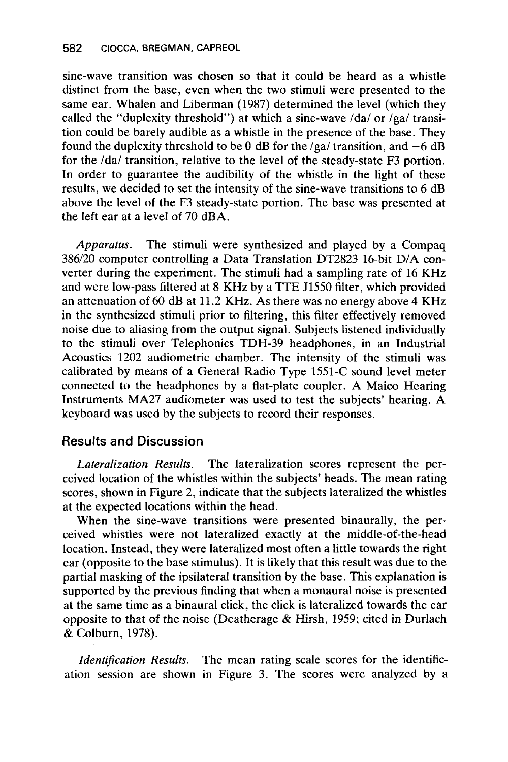sine-wave transition was chosen so that it could be heard as a whistle distinct from the base, even when the two stimuli were presented to the same ear. Whalen and Liberman (1987) determined the level (which they called the "duplexity threshold") at which a sine-wave /da/ or /ga/ transition could be barely audible as a whistle in the presence of the base. They found the duplexity threshold to be 0 dB for the /ga/ transition, and −6 dB for the /da/ transition, relative to the level of the steady-state F3 portion. In order to guarantee the audibility of the whistle in the light of these results, we decided to set the intensity of the sine-wave transitions to 6 dB above the level of the F3 steady-state portion. The base was presented at the left ear at a level of 70 dBA.

*Apparatus.* The stimuli were synthesized and played by a Compaq 386/20 computer controlling a Data Translation DT2823 16-bit D/A converter during the experiment. The stimuli had a sampling rate of 16 KHz and were low-pass filtered at 8 KHz by a TTE J1550 filter, which provided an attenuation of 60 dB at 11.2 KHz. As there was no energy above 4 KHz in the synthesized stimuli prior to filtering, this filter effectively removed noise due to aliasing from the output signal. Subjects listened individually to the stimuli over Telephonics TDH-39 headphones, in an Industrial Acoustics 1202 audiometric chamber. The intensity of the stimuli was calibrated by means of a General Radio Type 1551-C sound level meter connected to the headphones by a flat-plate coupler. A Maico Hearing Instruments MA27 audiometer was used to test the subjects' hearing. A keyboard was used by the subjects to record their responses.

## Results and Discussion

*Lateralization Results.* The lateralization scores represent the perceived location of the whistles within the subjects' heads. The mean rating scores, shown in Figure 2, indicate that the subjects lateralized the whistles at the expected locations within the head.

When the sine-wave transitions were presented binaurally, the perceived whistles were not lateralized exactly at the middle-of-the-head location. Instead, they were lateralized most often a little towards the right ear (opposite to the base stimulus). It is likely that this result was due to the partial masking of the ipsilateral transition by the base. This explanation is supported by the previous finding that when a monaural noise is presented at the same time as a binaural click, the click is lateralized towards the ear opposite to that of the noise (Deatherage & Hirsh, 1959; cited in Durlach & Colburn, 1978).

*Identification Results.* The mean rating scale scores for the identification session are shown in Figure 3. The scores were analyzed by a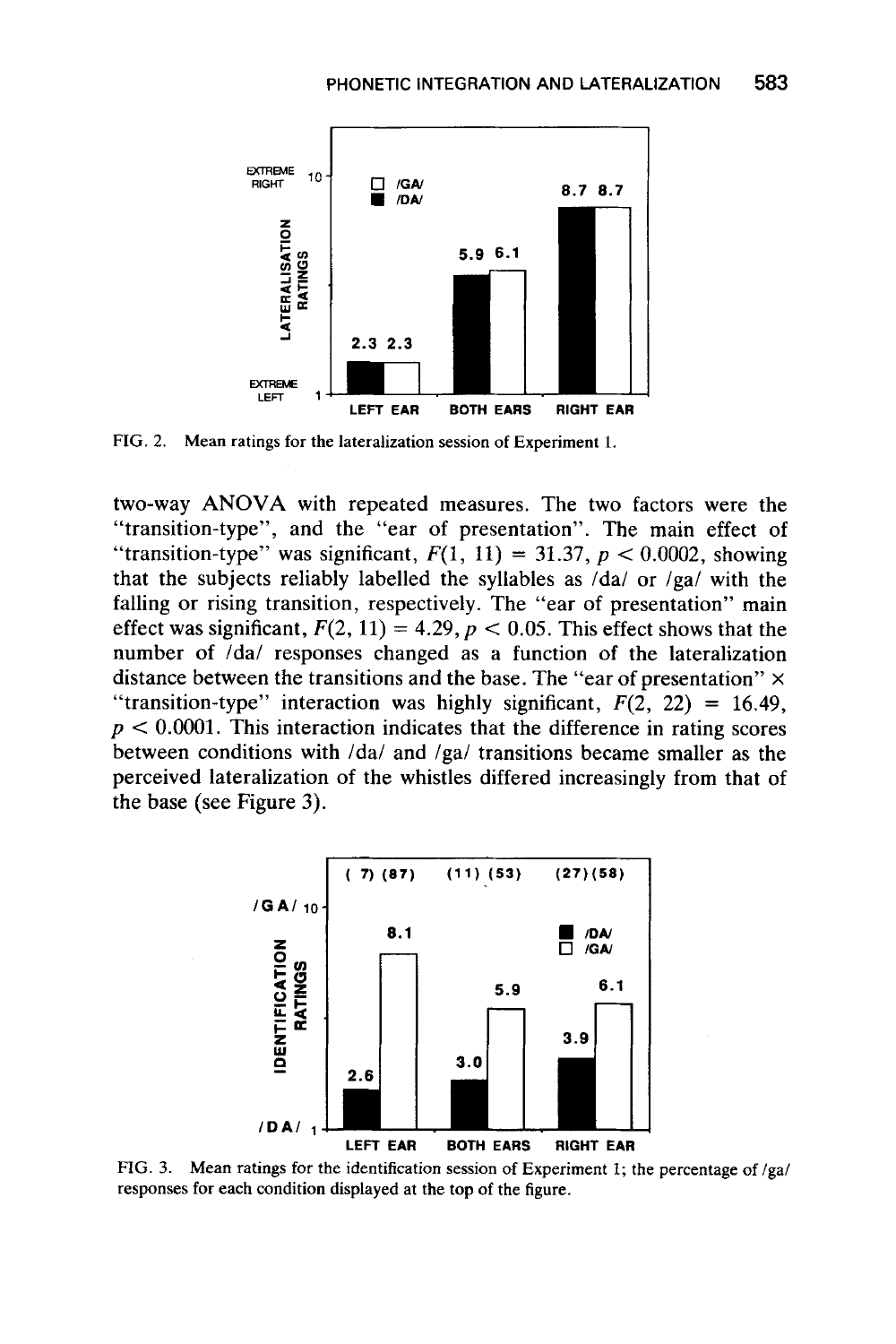FIG. 2. Mean ratings for the lateralization session of Experiment 1.

two-way ANOVA with repeated measures. The two factors were the "transition-type", and the "ear of presentation". The main effect of "transition-type" was significant, $F(1, 11) = 31.37$, $p < 0.0002$, showing that the subjects reliably labelled the syllables as /da/ or /ga/ with the falling or rising transition, respectively. The "ear of presentation" main effect was significant, $F(2, 11) = 4.29$, $p < 0.05$. This effect shows that the number of /da/ responses changed as a function of the lateralization distance between the transitions and the base. The "ear of presentation" × "transition-type" interaction was highly significant, $F(2, 22) = 16.49$, $p < 0.0001$. This interaction indicates that the difference in rating scores between conditions with /da/ and /ga/ transitions became smaller as the perceived lateralization of the whistles differed increasingly from that of the base (see Figure 3).

FIG. 3. Mean ratings for the identification session of Experiment 1; the percentage of /ga/ responses for each condition displayed at the top of the figure.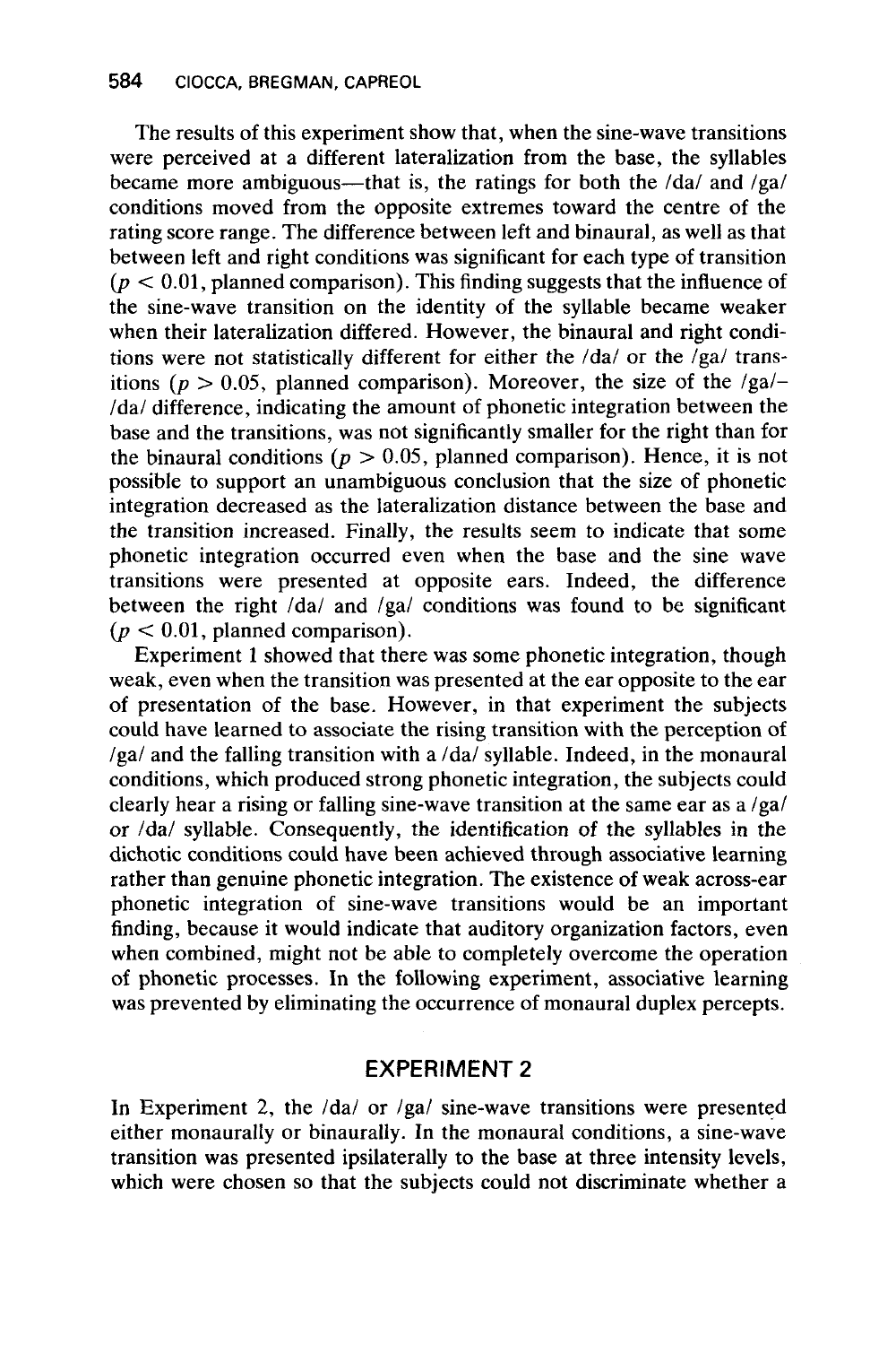The results of this experiment show that, when the sine-wave transitions were perceived at a different lateralization from the base, the syllables became more ambiguous—that is, the ratings for both the /da/ and /ga/ conditions moved from the opposite extremes toward the centre of the rating score range. The difference between left and binaural, as well as that between left and right conditions was significant for each type of transition ($p < 0.01$, planned comparison). This finding suggests that the influence of the sine-wave transition on the identity of the syllable became weaker when their lateralization differed. However, the binaural and right conditions were not statistically different for either the /da/ or the /ga/ transitions ($p > 0.05$, planned comparison). Moreover, the size of the /ga/–/da/ difference, indicating the amount of phonetic integration between the base and the transitions, was not significantly smaller for the right than for the binaural conditions ($p > 0.05$, planned comparison). Hence, it is not possible to support an unambiguous conclusion that the size of phonetic integration decreased as the lateralization distance between the base and the transition increased. Finally, the results seem to indicate that some phonetic integration occurred even when the base and the sine wave transitions were presented at opposite ears. Indeed, the difference between the right /da/ and /ga/ conditions was found to be significant ($p < 0.01$, planned comparison).

Experiment 1 showed that there was some phonetic integration, though weak, even when the transition was presented at the ear opposite to the ear of presentation of the base. However, in that experiment the subjects could have learned to associate the rising transition with the perception of /ga/ and the falling transition with a /da/ syllable. Indeed, in the monaural conditions, which produced strong phonetic integration, the subjects could clearly hear a rising or falling sine-wave transition at the same ear as a /ga/ or /da/ syllable. Consequently, the identification of the syllables in the dichotic conditions could have been achieved through associative learning rather than genuine phonetic integration. The existence of weak across-ear phonetic integration of sine-wave transitions would be an important finding, because it would indicate that auditory organization factors, even when combined, might not be able to completely overcome the operation of phonetic processes. In the following experiment, associative learning was prevented by eliminating the occurrence of monaural duplex percepts.

## EXPERIMENT 2

In Experiment 2, the /da/ or /ga/ sine-wave transitions were presented either monaurally or binaurally. In the monaural conditions, a sine-wave transition was presented ipsilaterally to the base at three intensity levels, which were chosen so that the subjects could not discriminate whether a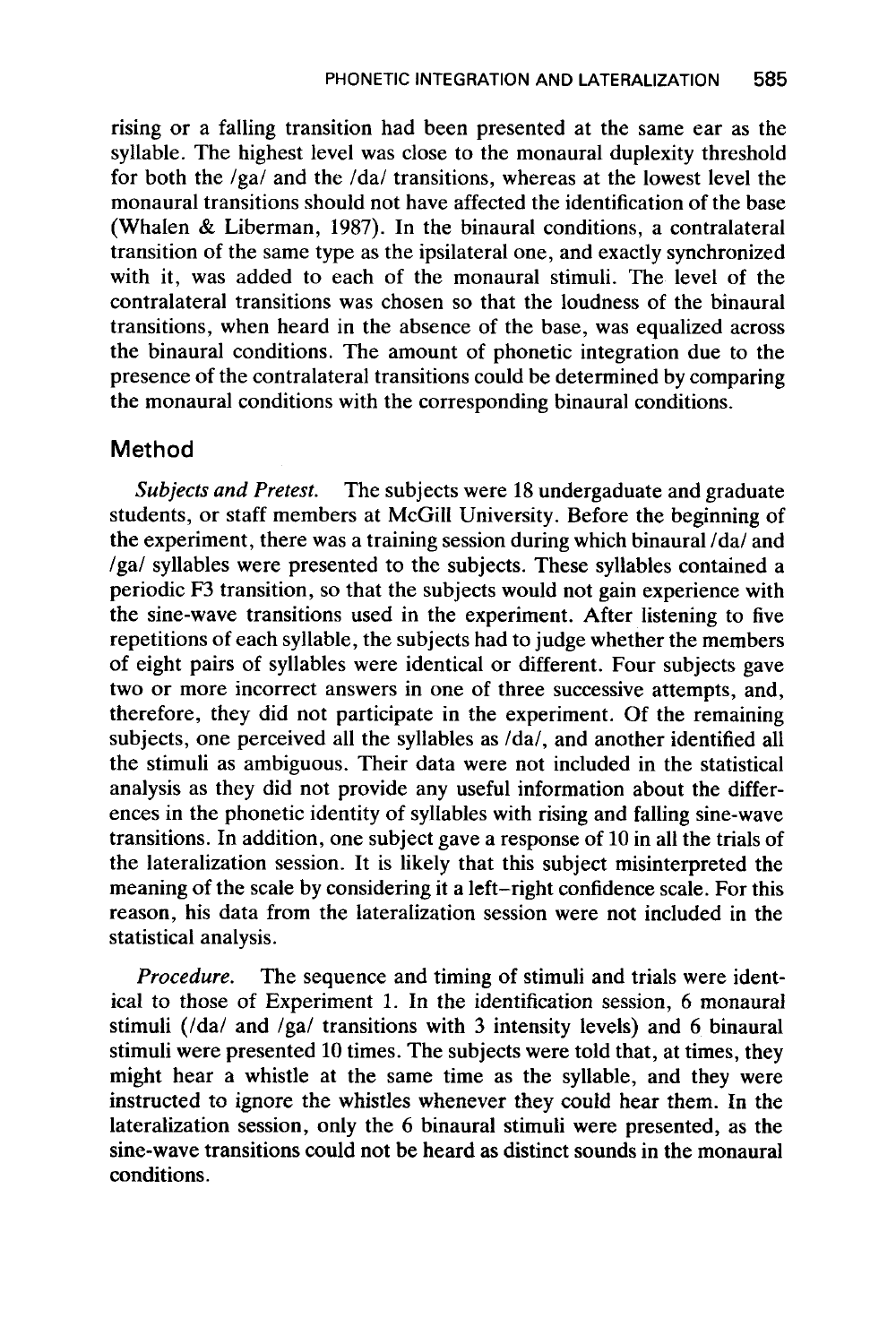rising or a falling transition had been presented at the same ear as the syllable. The highest level was close to the monaural duplexity threshold for both the /ga/ and the /da/ transitions, whereas at the lowest level the monaural transitions should not have affected the identification of the base (Whalen & Liberman, 1987). In the binaural conditions, a contralateral transition of the same type as the ipsilateral one, and exactly synchronized with it, was added to each of the monaural stimuli. The level of the contralateral transitions was chosen so that the loudness of the binaural transitions, when heard in the absence of the base, was equalized across the binaural conditions. The amount of phonetic integration due to the presence of the contralateral transitions could be determined by comparing the monaural conditions with the corresponding binaural conditions.

## Method

*Subjects and Pretest.* The subjects were 18 undergaduate and graduate students, or staff members at McGill University. Before the beginning of the experiment, there was a training session during which binaural /da/ and /ga/ syllables were presented to the subjects. These syllables contained a periodic F3 transition, so that the subjects would not gain experience with the sine-wave transitions used in the experiment. After listening to five repetitions of each syllable, the subjects had to judge whether the members of eight pairs of syllables were identical or different. Four subjects gave two or more incorrect answers in one of three successive attempts, and, therefore, they did not participate in the experiment. Of the remaining subjects, one perceived all the syllables as /da/, and another identified all the stimuli as ambiguous. Their data were not included in the statistical analysis as they did not provide any useful information about the differences in the phonetic identity of syllables with rising and falling sine-wave transitions. In addition, one subject gave a response of 10 in all the trials of the lateralization session. It is likely that this subject misinterpreted the meaning of the scale by considering it a left–right confidence scale. For this reason, his data from the lateralization session were not included in the statistical analysis.

*Procedure.* The sequence and timing of stimuli and trials were identical to those of Experiment 1. In the identification session, 6 monaural stimuli (/da/ and /ga/ transitions with 3 intensity levels) and 6 binaural stimuli were presented 10 times. The subjects were told that, at times, they might hear a whistle at the same time as the syllable, and they were instructed to ignore the whistles whenever they could hear them. In the lateralization session, only the 6 binaural stimuli were presented, as the sine-wave transitions could not be heard as distinct sounds in the monaural conditions.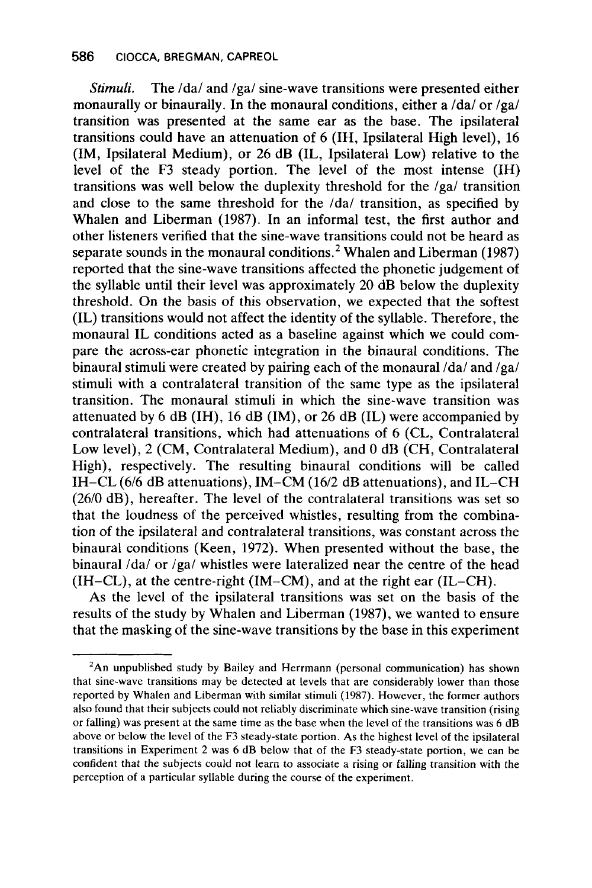*Stimuli.* The /da/ and /ga/ sine-wave transitions were presented either monaurally or binaurally. In the monaural conditions, either a /da/ or /ga/ transition was presented at the same ear as the base. The ipsilateral transitions could have an attenuation of 6 (IH, Ipsilateral High level), 16 (IM, Ipsilateral Medium), or 26 dB (IL, Ipsilateral Low) relative to the level of the F3 steady portion. The level of the most intense (IH) transitions was well below the duplexity threshold for the /ga/ transition and close to the same threshold for the /da/ transition, as specified by Whalen and Liberman (1987). In an informal test, the first author and other listeners verified that the sine-wave transitions could not be heard as separate sounds in the monaural conditions.[2] Whalen and Liberman (1987) reported that the sine-wave transitions affected the phonetic judgement of the syllable until their level was approximately 20 dB below the duplexity threshold. On the basis of this observation, we expected that the softest (IL) transitions would not affect the identity of the syllable. Therefore, the monaural IL conditions acted as a baseline against which we could compare the across-ear phonetic integration in the binaural conditions. The binaural stimuli were created by pairing each of the monaural /da/ and /ga/ stimuli with a contralateral transition of the same type as the ipsilateral transition. The monaural stimuli in which the sine-wave transition was attenuated by 6 dB (IH), 16 dB (IM), or 26 dB (IL) were accompanied by contralateral transitions, which had attenuations of 6 (CL, Contralateral Low level), 2 (CM, Contralateral Medium), and 0 dB (CH, Contralateral High), respectively. The resulting binaural conditions will be called IH–CL (6/6 dB attenuations), IM–CM (16/2 dB attenuations), and IL–CH (26/0 dB), hereafter. The level of the contralateral transitions was set so that the loudness of the perceived whistles, resulting from the combination of the ipsilateral and contralateral transitions, was constant across the binaural conditions (Keen, 1972). When presented without the base, the binaural /da/ or /ga/ whistles were lateralized near the centre of the head (IH–CL), at the centre-right (IM–CM), and at the right ear (IL–CH).

As the level of the ipsilateral transitions was set on the basis of the results of the study by Whalen and Liberman (1987), we wanted to ensure that the masking of the sine-wave transitions by the base in this experiment

---

[2] An unpublished study by Bailey and Herrmann (personal communication) has shown that sine-wave transitions may be detected at levels that are considerably lower than those reported by Whalen and Liberman with similar stimuli (1987). However, the former authors also found that their subjects could not reliably discriminate which sine-wave transition (rising or falling) was present at the same time as the base when the level of the transitions was 6 dB above or below the level of the F3 steady-state portion. As the highest level of the ipsilateral transitions in Experiment 2 was 6 dB below that of the F3 steady-state portion, we can be confident that the subjects could not learn to associate a rising or falling transition with the perception of a particular syllable during the course of the experiment.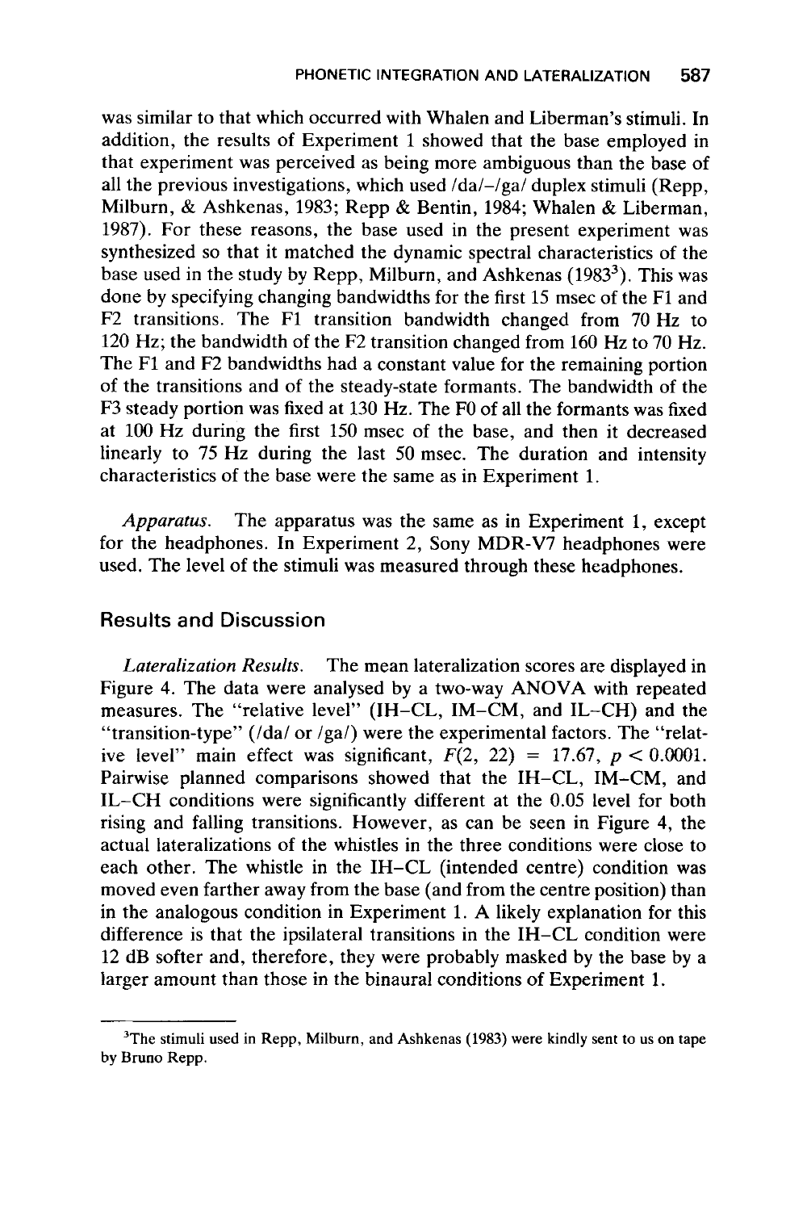was similar to that which occurred with Whalen and Liberman's stimuli. In addition, the results of Experiment 1 showed that the base employed in that experiment was perceived as being more ambiguous than the base of all the previous investigations, which used /da/–/ga/ duplex stimuli (Repp, Milburn, & Ashkenas, 1983; Repp & Bentin, 1984; Whalen & Liberman, 1987). For these reasons, the base used in the present experiment was synthesized so that it matched the dynamic spectral characteristics of the base used in the study by Repp, Milburn, and Ashkenas (1983[3]). This was done by specifying changing bandwidths for the first 15 msec of the F1 and F2 transitions. The F1 transition bandwidth changed from 70 Hz to 120 Hz; the bandwidth of the F2 transition changed from 160 Hz to 70 Hz. The F1 and F2 bandwidths had a constant value for the remaining portion of the transitions and of the steady-state formants. The bandwidth of the F3 steady portion was fixed at 130 Hz. The F0 of all the formants was fixed at 100 Hz during the first 150 msec of the base, and then it decreased linearly to 75 Hz during the last 50 msec. The duration and intensity characteristics of the base were the same as in Experiment 1.

*Apparatus.* The apparatus was the same as in Experiment 1, except for the headphones. In Experiment 2, Sony MDR-V7 headphones were used. The level of the stimuli was measured through these headphones.

## Results and Discussion

*Lateralization Results.* The mean lateralization scores are displayed in Figure 4. The data were analysed by a two-way ANOVA with repeated measures. The "relative level" (IH–CL, IM–CM, and IL–CH) and the "transition-type" (/da/ or /ga/) were the experimental factors. The "relative level" main effect was significant, $F(2, 22) = 17.67$, $p < 0.0001$. Pairwise planned comparisons showed that the IH–CL, IM–CM, and IL–CH conditions were significantly different at the 0.05 level for both rising and falling transitions. However, as can be seen in Figure 4, the actual lateralizations of the whistles in the three conditions were close to each other. The whistle in the IH–CL (intended centre) condition was moved even farther away from the base (and from the centre position) than in the analogous condition in Experiment 1. A likely explanation for this difference is that the ipsilateral transitions in the IH–CL condition were 12 dB softer and, therefore, they were probably masked by the base by a larger amount than those in the binaural conditions of Experiment 1.

---

[3]The stimuli used in Repp, Milburn, and Ashkenas (1983) were kindly sent to us on tape by Bruno Repp.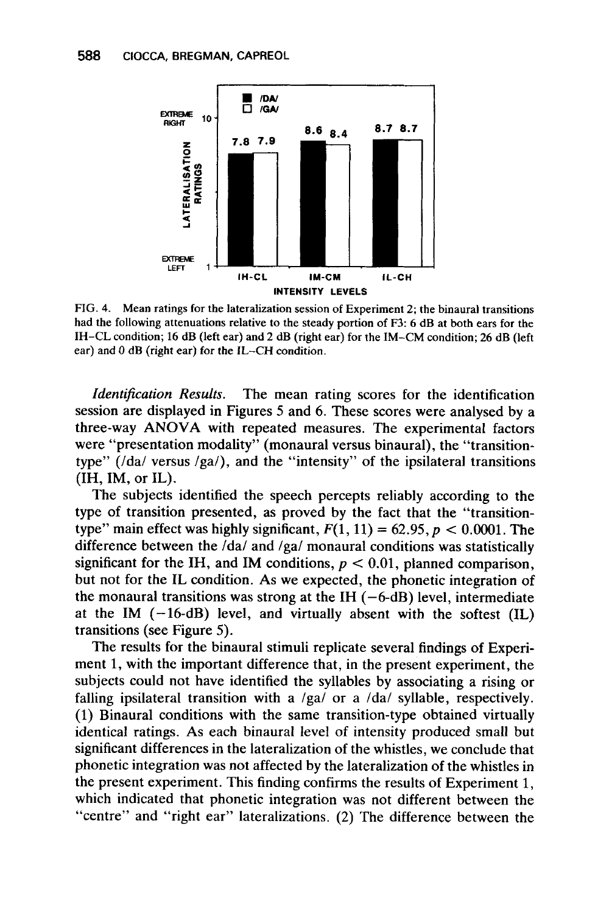FIG. 4. Mean ratings for the lateralization session of Experiment 2; the binaural transitions had the following attenuations relative to the steady portion of F3: 6 dB at both ears for the IH–CL condition; 16 dB (left ear) and 2 dB (right ear) for the IM–CM condition; 26 dB (left ear) and 0 dB (right ear) for the IL–CH condition.

*Identification Results.* The mean rating scores for the identification session are displayed in Figures 5 and 6. These scores were analysed by a three-way ANOVA with repeated measures. The experimental factors were "presentation modality" (monaural versus binaural), the "transition-type" (/da/ versus /ga/), and the "intensity" of the ipsilateral transitions (IH, IM, or IL).

The subjects identified the speech percepts reliably according to the type of transition presented, as proved by the fact that the "transition-type" main effect was highly significant, $F(1, 11) = 62.95, p < 0.0001$. The difference between the /da/ and /ga/ monaural conditions was statistically significant for the IH, and IM conditions, $p < 0.01$, planned comparison, but not for the IL condition. As we expected, the phonetic integration of the monaural transitions was strong at the IH (−6-dB) level, intermediate at the IM (−16-dB) level, and virtually absent with the softest (IL) transitions (see Figure 5).

The results for the binaural stimuli replicate several findings of Experiment 1, with the important difference that, in the present experiment, the subjects could not have identified the syllables by associating a rising or falling ipsilateral transition with a /ga/ or a /da/ syllable, respectively. (1) Binaural conditions with the same transition-type obtained virtually identical ratings. As each binaural level of intensity produced small but significant differences in the lateralization of the whistles, we conclude that phonetic integration was not affected by the lateralization of the whistles in the present experiment. This finding confirms the results of Experiment 1, which indicated that phonetic integration was not different between the "centre" and "right ear" lateralizations. (2) The difference between the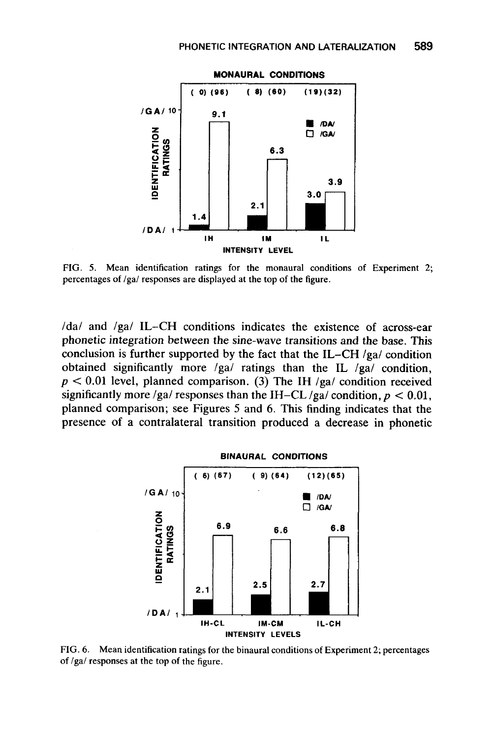FIG. 5. Mean identification ratings for the monaural conditions of Experiment 2; percentages of /ga/ responses are displayed at the top of the figure.

/da/ and /ga/ IL–CH conditions indicates the existence of across-ear phonetic integration between the sine-wave transitions and the base. This conclusion is further supported by the fact that the IL–CH /ga/ condition obtained significantly more /ga/ ratings than the IL /ga/ condition, $p < 0.01$ level, planned comparison. (3) The IH /ga/ condition received significantly more /ga/ responses than the IH–CL /ga/ condition, $p < 0.01$, planned comparison; see Figures 5 and 6. This finding indicates that the presence of a contralateral transition produced a decrease in phonetic

FIG. 6. Mean identification ratings for the binaural conditions of Experiment 2; percentages of /ga/ responses at the top of the figure.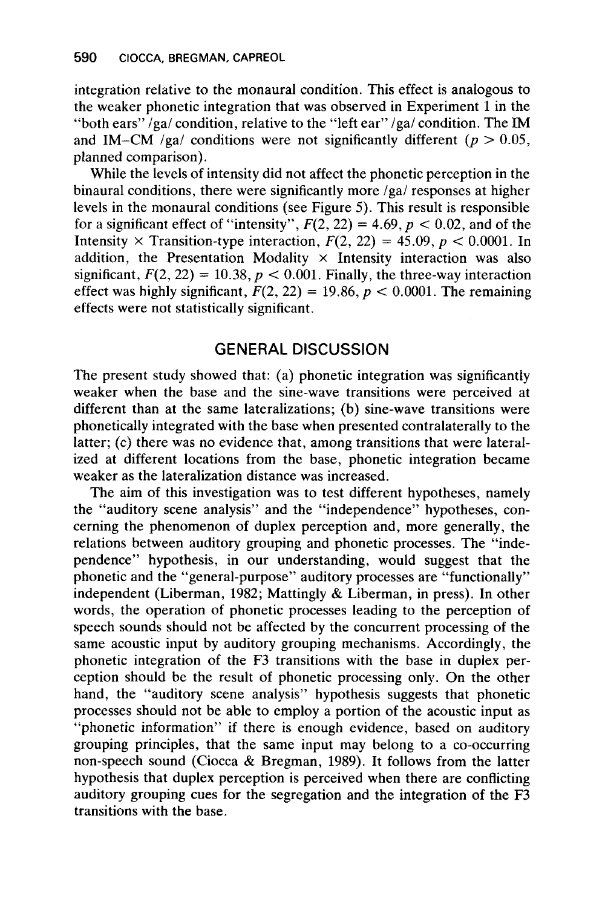integration relative to the monaural condition. This effect is analogous to the weaker phonetic integration that was observed in Experiment 1 in the "both ears" /ga/ condition, relative to the "left ear" /ga/ condition. The IM and IM–CM /ga/ conditions were not significantly different ($p > 0.05$, planned comparison).

While the levels of intensity did not affect the phonetic perception in the binaural conditions, there were significantly more /ga/ responses at higher levels in the monaural conditions (see Figure 5). This result is responsible for a significant effect of "intensity", $F(2, 22) = 4.69, p < 0.02$, and of the Intensity × Transition-type interaction, $F(2, 22) = 45.09, p < 0.0001$. In addition, the Presentation Modality × Intensity interaction was also significant, $F(2, 22) = 10.38, p < 0.001$. Finally, the three-way interaction effect was highly significant, $F(2, 22) = 19.86, p < 0.0001$. The remaining effects were not statistically significant.

## GENERAL DISCUSSION

The present study showed that: (a) phonetic integration was significantly weaker when the base and the sine-wave transitions were perceived at different than at the same lateralizations; (b) sine-wave transitions were phonetically integrated with the base when presented contralaterally to the latter; (c) there was no evidence that, among transitions that were lateralized at different locations from the base, phonetic integration became weaker as the lateralization distance was increased.

The aim of this investigation was to test different hypotheses, namely the "auditory scene analysis" and the "independence" hypotheses, concerning the phenomenon of duplex perception and, more generally, the relations between auditory grouping and phonetic processes. The "independence" hypothesis, in our understanding, would suggest that the phonetic and the "general-purpose" auditory processes are "functionally" independent (Liberman, 1982; Mattingly & Liberman, in press). In other words, the operation of phonetic processes leading to the perception of speech sounds should not be affected by the concurrent processing of the same acoustic input by auditory grouping mechanisms. Accordingly, the phonetic integration of the F3 transitions with the base in duplex perception should be the result of phonetic processing only. On the other hand, the "auditory scene analysis" hypothesis suggests that phonetic processes should not be able to employ a portion of the acoustic input as "phonetic information" if there is enough evidence, based on auditory grouping principles, that the same input may belong to a co-occurring non-speech sound (Ciocca & Bregman, 1989). It follows from the latter hypothesis that duplex perception is perceived when there are conflicting auditory grouping cues for the segregation and the integration of the F3 transitions with the base.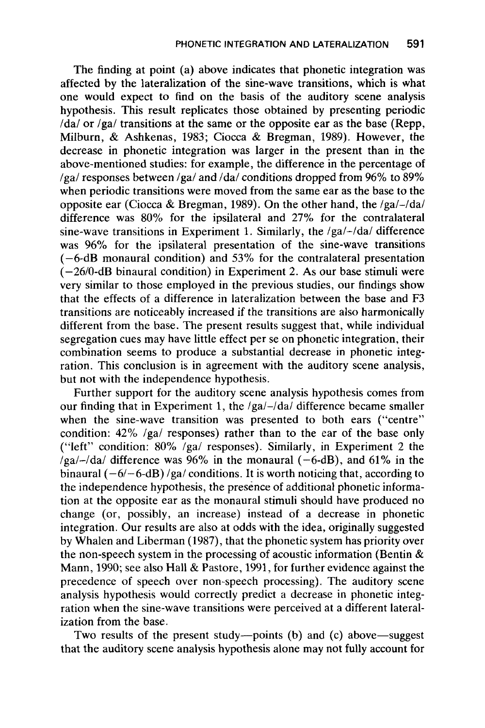The finding at point (a) above indicates that phonetic integration was affected by the lateralization of the sine-wave transitions, which is what one would expect to find on the basis of the auditory scene analysis hypothesis. This result replicates those obtained by presenting periodic /da/ or /ga/ transitions at the same or the opposite ear as the base (Repp, Milburn, & Ashkenas, 1983; Ciocca & Bregman, 1989). However, the decrease in phonetic integration was larger in the present than in the above-mentioned studies: for example, the difference in the percentage of /ga/ responses between /ga/ and /da/ conditions dropped from 96% to 89% when periodic transitions were moved from the same ear as the base to the opposite ear (Ciocca & Bregman, 1989). On the other hand, the /ga/–/da/ difference was 80% for the ipsilateral and 27% for the contralateral sine-wave transitions in Experiment 1. Similarly, the /ga/–/da/ difference was 96% for the ipsilateral presentation of the sine-wave transitions (−6-dB monaural condition) and 53% for the contralateral presentation (−26/0-dB binaural condition) in Experiment 2. As our base stimuli were very similar to those employed in the previous studies, our findings show that the effects of a difference in lateralization between the base and F3 transitions are noticeably increased if the transitions are also harmonically different from the base. The present results suggest that, while individual segregation cues may have little effect per se on phonetic integration, their combination seems to produce a substantial decrease in phonetic integration. This conclusion is in agreement with the auditory scene analysis, but not with the independence hypothesis.

Further support for the auditory scene analysis hypothesis comes from our finding that in Experiment 1, the /ga/–/da/ difference became smaller when the sine-wave transition was presented to both ears ("centre" condition: 42% /ga/ responses) rather than to the ear of the base only ("left" condition: 80% /ga/ responses). Similarly, in Experiment 2 the /ga/–/da/ difference was 96% in the monaural (−6-dB), and 61% in the binaural (−6/−6-dB) /ga/ conditions. It is worth noticing that, according to the independence hypothesis, the presence of additional phonetic information at the opposite ear as the monaural stimuli should have produced no change (or, possibly, an increase) instead of a decrease in phonetic integration. Our results are also at odds with the idea, originally suggested by Whalen and Liberman (1987), that the phonetic system has priority over the non-speech system in the processing of acoustic information (Bentin & Mann, 1990; see also Hall & Pastore, 1991, for further evidence against the precedence of speech over non-speech processing). The auditory scene analysis hypothesis would correctly predict a decrease in phonetic integration when the sine-wave transitions were perceived at a different lateralization from the base.

Two results of the present study—points (b) and (c) above—suggest that the auditory scene analysis hypothesis alone may not fully account for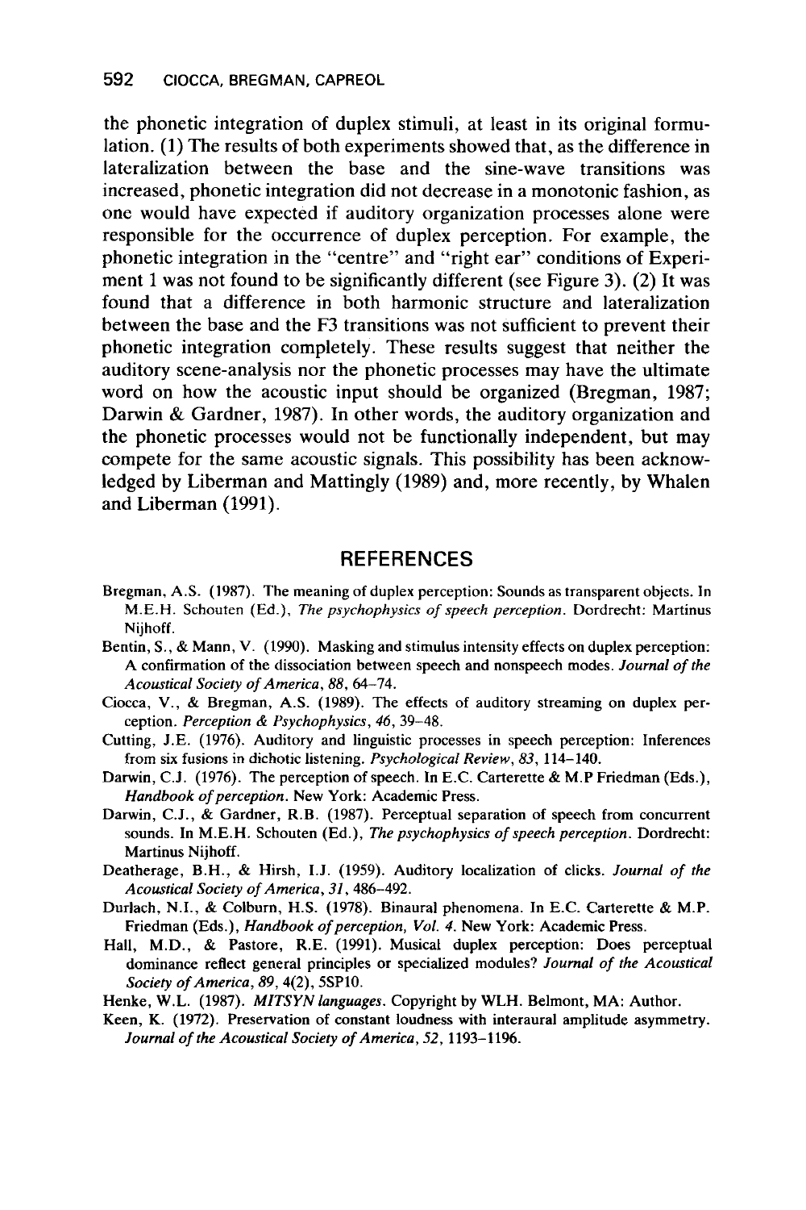the phonetic integration of duplex stimuli, at least in its original formulation. (1) The results of both experiments showed that, as the difference in lateralization between the base and the sine-wave transitions was increased, phonetic integration did not decrease in a monotonic fashion, as one would have expected if auditory organization processes alone were responsible for the occurrence of duplex perception. For example, the phonetic integration in the "centre" and "right ear" conditions of Experiment 1 was not found to be significantly different (see Figure 3). (2) It was found that a difference in both harmonic structure and lateralization between the base and the F3 transitions was not sufficient to prevent their phonetic integration completely. These results suggest that neither the auditory scene-analysis nor the phonetic processes may have the ultimate word on how the acoustic input should be organized (Bregman, 1987; Darwin & Gardner, 1987). In other words, the auditory organization and the phonetic processes would not be functionally independent, but may compete for the same acoustic signals. This possibility has been acknowledged by Liberman and Mattingly (1989) and, more recently, by Whalen and Liberman (1991).

## REFERENCES

Bregman, A.S. (1987). The meaning of duplex perception: Sounds as transparent objects. In M.E.H. Schouten (Ed.), *The psychophysics of speech perception*. Dordrecht: Martinus Nijhoff.

Bentin, S., & Mann, V. (1990). Masking and stimulus intensity effects on duplex perception: A confirmation of the dissociation between speech and nonspeech modes. *Journal of the Acoustical Society of America*, *88*, 64–74.

Ciocca, V., & Bregman, A.S. (1989). The effects of auditory streaming on duplex perception. *Perception & Psychophysics*, *46*, 39–48.

Cutting, J.E. (1976). Auditory and linguistic processes in speech perception: Inferences from six fusions in dichotic listening. *Psychological Review*, *83*, 114–140.

Darwin, C.J. (1976). The perception of speech. In E.C. Carterette & M.P Friedman (Eds.), *Handbook of perception*. New York: Academic Press.

Darwin, C.J., & Gardner, R.B. (1987). Perceptual separation of speech from concurrent sounds. In M.E.H. Schouten (Ed.), *The psychophysics of speech perception*. Dordrecht: Martinus Nijhoff.

Deatherage, B.H., & Hirsh, I.J. (1959). Auditory localization of clicks. *Journal of the Acoustical Society of America*, *31*, 486–492.

Durlach, N.I., & Colburn, H.S. (1978). Binaural phenomena. In E.C. Carterette & M.P. Friedman (Eds.), *Handbook of perception, Vol. 4*. New York: Academic Press.

Hall, M.D., & Pastore, R.E. (1991). Musical duplex perception: Does perceptual dominance reflect general principles or specialized modules? *Journal of the Acoustical Society of America*, *89*, 4(2), 5SP10.

Henke, W.L. (1987). *MITSYN languages*. Copyright by WLH. Belmont, MA: Author.

Keen, K. (1972). Preservation of constant loudness with interaural amplitude asymmetry. *Journal of the Acoustical Society of America*, *52*, 1193–1196.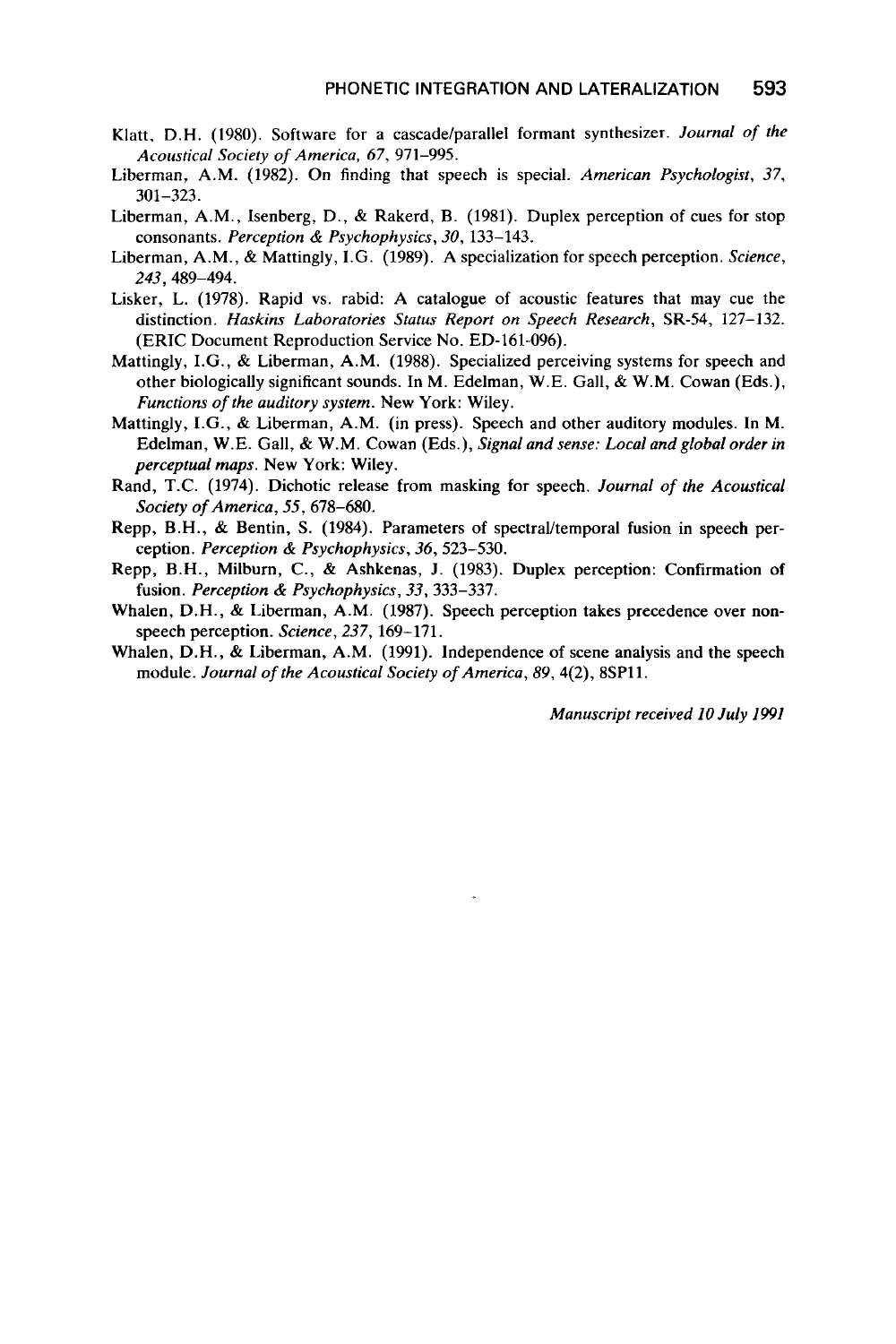Klatt, D.H. (1980). Software for a cascade/parallel formant synthesizer. *Journal of the Acoustical Society of America*, *67*, 971–995.

Liberman, A.M. (1982). On finding that speech is special. *American Psychologist*, *37*, 301–323.

Liberman, A.M., Isenberg, D., & Rakerd, B. (1981). Duplex perception of cues for stop consonants. *Perception & Psychophysics*, *30*, 133–143.

Liberman, A.M., & Mattingly, I.G. (1989). A specialization for speech perception. *Science*, *243*, 489–494.

Lisker, L. (1978). Rapid vs. rabid: A catalogue of acoustic features that may cue the distinction. *Haskins Laboratories Status Report on Speech Research*, SR-54, 127–132. (ERIC Document Reproduction Service No. ED-161-096).

Mattingly, I.G., & Liberman, A.M. (1988). Specialized perceiving systems for speech and other biologically significant sounds. In M. Edelman, W.E. Gall, & W.M. Cowan (Eds.), *Functions of the auditory system*. New York: Wiley.

Mattingly, I.G., & Liberman, A.M. (in press). Speech and other auditory modules. In M. Edelman, W.E. Gall, & W.M. Cowan (Eds.), *Signal and sense: Local and global order in perceptual maps*. New York: Wiley.

Rand, T.C. (1974). Dichotic release from masking for speech. *Journal of the Acoustical Society of America*, *55*, 678–680.

Repp, B.H., & Bentin, S. (1984). Parameters of spectral/temporal fusion in speech perception. *Perception & Psychophysics*, *36*, 523–530.

Repp, B.H., Milburn, C., & Ashkenas, J. (1983). Duplex perception: Confirmation of fusion. *Perception & Psychophysics*, *33*, 333–337.

Whalen, D.H., & Liberman, A.M. (1987). Speech perception takes precedence over nonspeech perception. *Science*, *237*, 169–171.

Whalen, D.H., & Liberman, A.M. (1991). Independence of scene analysis and the speech module. *Journal of the Acoustical Society of America*, *89*, 4(2), 8SP11.

*Manuscript received 10 July 1991*